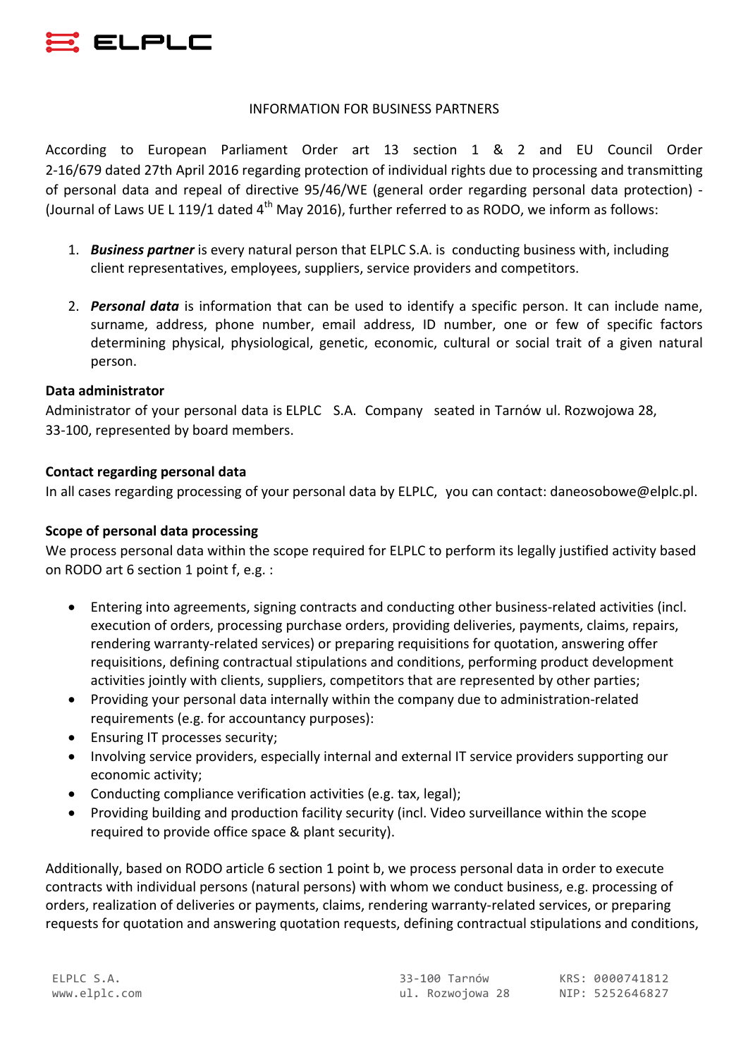INFORMATION FOR BUSINESS PARTNERS

According to European Parliament Order art 13 section 1 & 2 and EU Council Order 2-16/679 dated 27th April 2016 regarding protection of individual rights due to processing and transmitting of personal data and repeal of directive 95/46/WE (general order regarding personal data protection) - (Journal of Laws UE L 119/1 dated 4th May 2016), further referred to as RODO, we inform as follows:

1. ***Business partner*** is every natural person that ELPLC S.A. is conducting business with, including client representatives, employees, suppliers, service providers and competitors.

2. ***Personal data*** is information that can be used to identify a specific person. It can include name, surname, address, phone number, email address, ID number, one or few of specific factors determining physical, physiological, genetic, economic, cultural or social trait of a given natural person.

**Data administrator**

Administrator of your personal data is ELPLC S.A. Company seated in Tarnów ul. Rozwojowa 28, 33-100, represented by board members.

**Contact regarding personal data**

In all cases regarding processing of your personal data by ELPLC, you can contact: daneosobowe@elplc.pl.

**Scope of personal data processing**

We process personal data within the scope required for ELPLC to perform its legally justified activity based on RODO art 6 section 1 point f, e.g. :

- Entering into agreements, signing contracts and conducting other business-related activities (incl. execution of orders, processing purchase orders, providing deliveries, payments, claims, repairs, rendering warranty-related services) or preparing requisitions for quotation, answering offer requisitions, defining contractual stipulations and conditions, performing product development activities jointly with clients, suppliers, competitors that are represented by other parties;
- Providing your personal data internally within the company due to administration-related requirements (e.g. for accountancy purposes):
- Ensuring IT processes security;
- Involving service providers, especially internal and external IT service providers supporting our economic activity;
- Conducting compliance verification activities (e.g. tax, legal);
- Providing building and production facility security (incl. Video surveillance within the scope required to provide office space & plant security).

Additionally, based on RODO article 6 section 1 point b, we process personal data in order to execute contracts with individual persons (natural persons) with whom we conduct business, e.g. processing of orders, realization of deliveries or payments, claims, rendering warranty-related services, or preparing requests for quotation and answering quotation requests, defining contractual stipulations and conditions,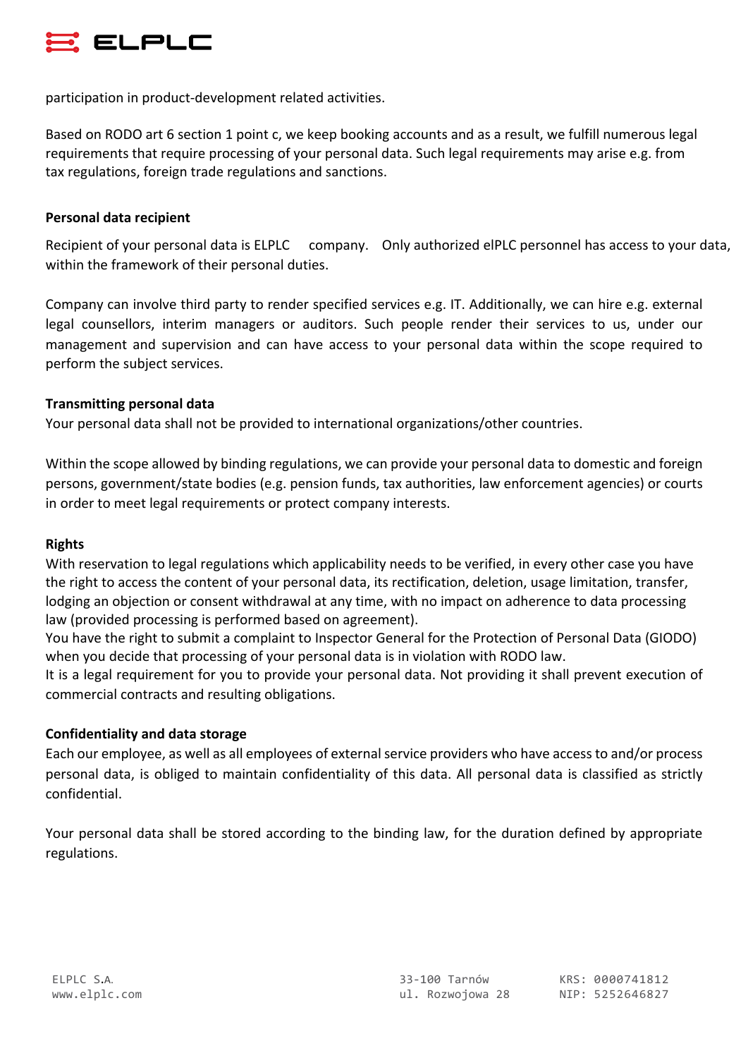participation in product-development related activities.

Based on RODO art 6 section 1 point c, we keep booking accounts and as a result, we fulfill numerous legal requirements that require processing of your personal data. Such legal requirements may arise e.g. from tax regulations, foreign trade regulations and sanctions.

**Personal data recipient**

Recipient of your personal data is ELPLC company. Only authorized elPLC personnel has access to your data, within the framework of their personal duties.

Company can involve third party to render specified services e.g. IT. Additionally, we can hire e.g. external legal counsellors, interim managers or auditors. Such people render their services to us, under our management and supervision and can have access to your personal data within the scope required to perform the subject services.

**Transmitting personal data**

Your personal data shall not be provided to international organizations/other countries.

Within the scope allowed by binding regulations, we can provide your personal data to domestic and foreign persons, government/state bodies (e.g. pension funds, tax authorities, law enforcement agencies) or courts in order to meet legal requirements or protect company interests.

**Rights**

With reservation to legal regulations which applicability needs to be verified, in every other case you have the right to access the content of your personal data, its rectification, deletion, usage limitation, transfer, lodging an objection or consent withdrawal at any time, with no impact on adherence to data processing law (provided processing is performed based on agreement).
You have the right to submit a complaint to Inspector General for the Protection of Personal Data (GIODO) when you decide that processing of your personal data is in violation with RODO law.
It is a legal requirement for you to provide your personal data. Not providing it shall prevent execution of commercial contracts and resulting obligations.

**Confidentiality and data storage**

Each our employee, as well as all employees of external service providers who have access to and/or process personal data, is obliged to maintain confidentiality of this data. All personal data is classified as strictly confidential.

Your personal data shall be stored according to the binding law, for the duration defined by appropriate regulations.